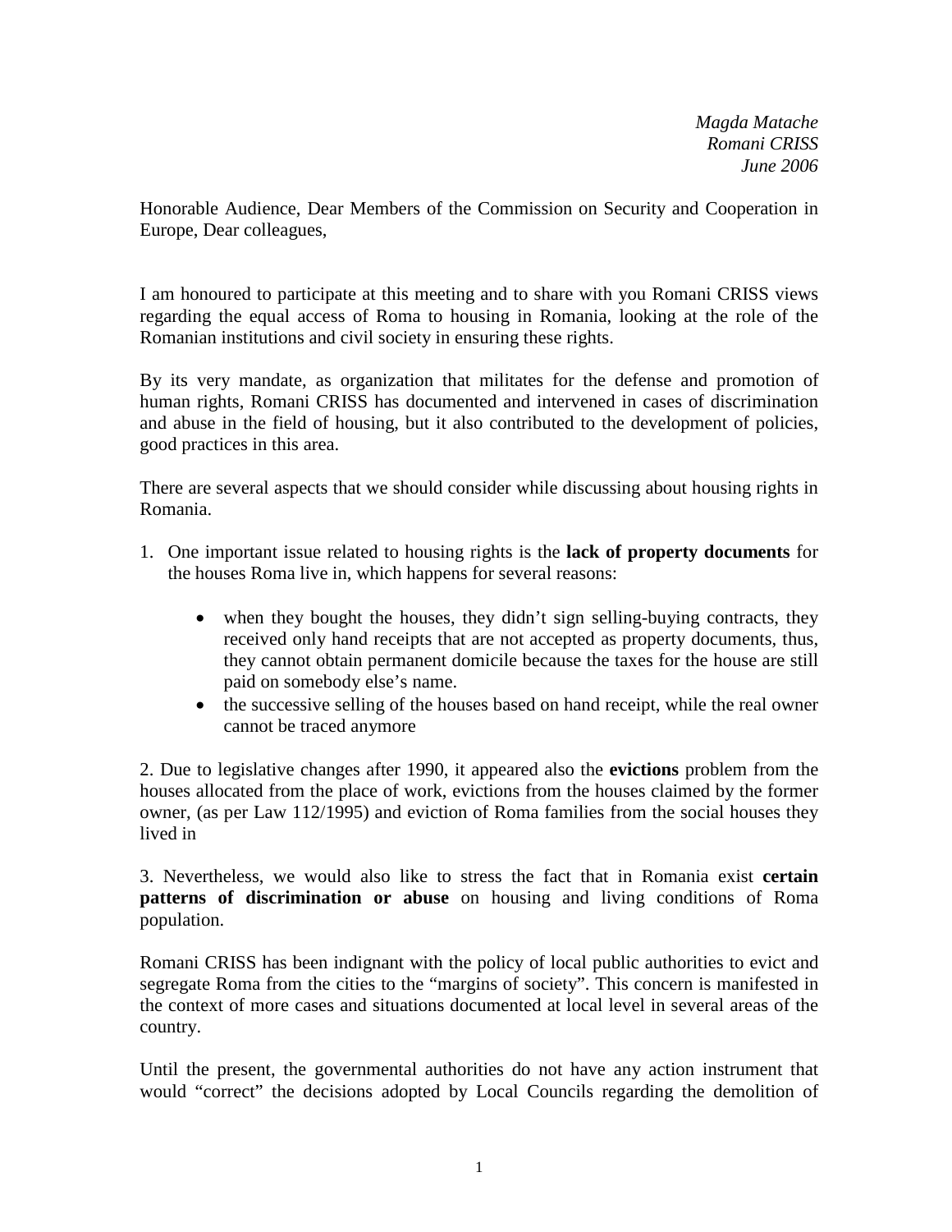*Magda Matache*
*Romani CRISS*
*June 2006*

Honorable Audience, Dear Members of the Commission on Security and Cooperation in Europe, Dear colleagues,

I am honoured to participate at this meeting and to share with you Romani CRISS views regarding the equal access of Roma to housing in Romania, looking at the role of the Romanian institutions and civil society in ensuring these rights.

By its very mandate, as organization that militates for the defense and promotion of human rights, Romani CRISS has documented and intervened in cases of discrimination and abuse in the field of housing, but it also contributed to the development of policies, good practices in this area.

There are several aspects that we should consider while discussing about housing rights in Romania.

1. One important issue related to housing rights is the **lack of property documents** for the houses Roma live in, which happens for several reasons:

   - when they bought the houses, they didn't sign selling-buying contracts, they received only hand receipts that are not accepted as property documents, thus, they cannot obtain permanent domicile because the taxes for the house are still paid on somebody else's name.
   - the successive selling of the houses based on hand receipt, while the real owner cannot be traced anymore

2. Due to legislative changes after 1990, it appeared also the **evictions** problem from the houses allocated from the place of work, evictions from the houses claimed by the former owner, (as per Law 112/1995) and eviction of Roma families from the social houses they lived in

3. Nevertheless, we would also like to stress the fact that in Romania exist **certain patterns of discrimination or abuse** on housing and living conditions of Roma population.

Romani CRISS has been indignant with the policy of local public authorities to evict and segregate Roma from the cities to the "margins of society". This concern is manifested in the context of more cases and situations documented at local level in several areas of the country.

Until the present, the governmental authorities do not have any action instrument that would "correct" the decisions adopted by Local Councils regarding the demolition of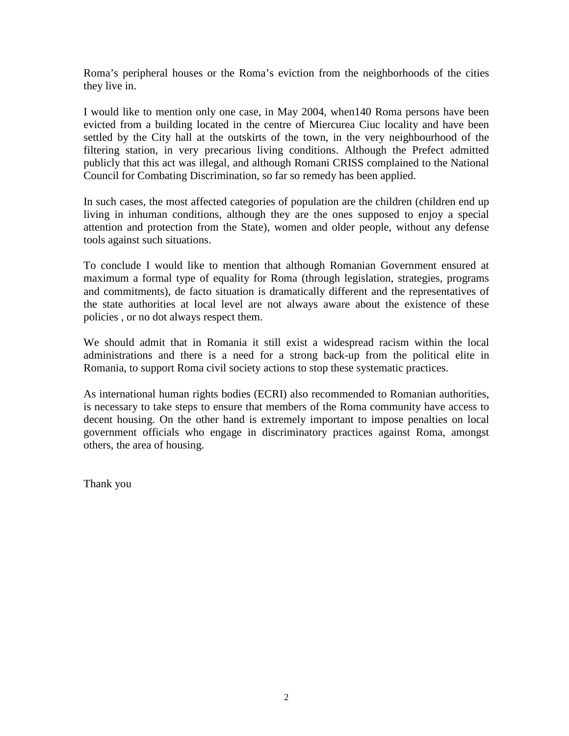Roma's peripheral houses or the Roma's eviction from the neighborhoods of the cities they live in.

I would like to mention only one case, in May 2004, when140 Roma persons have been evicted from a building located in the centre of Miercurea Ciuc locality and have been settled by the City hall at the outskirts of the town, in the very neighbourhood of the filtering station, in very precarious living conditions. Although the Prefect admitted publicly that this act was illegal, and although Romani CRISS complained to the National Council for Combating Discrimination, so far so remedy has been applied.

In such cases, the most affected categories of population are the children (children end up living in inhuman conditions, although they are the ones supposed to enjoy a special attention and protection from the State), women and older people, without any defense tools against such situations.

To conclude I would like to mention that although Romanian Government ensured at maximum a formal type of equality for Roma (through legislation, strategies, programs and commitments), de facto situation is dramatically different and the representatives of the state authorities at local level are not always aware about the existence of these policies , or no dot always respect them.

We should admit that in Romania it still exist a widespread racism within the local administrations and there is a need for a strong back-up from the political elite in Romania, to support Roma civil society actions to stop these systematic practices.

As international human rights bodies (ECRI) also recommended to Romanian authorities, is necessary to take steps to ensure that members of the Roma community have access to decent housing. On the other hand is extremely important to impose penalties on local government officials who engage in discriminatory practices against Roma, amongst others, the area of housing.

Thank you